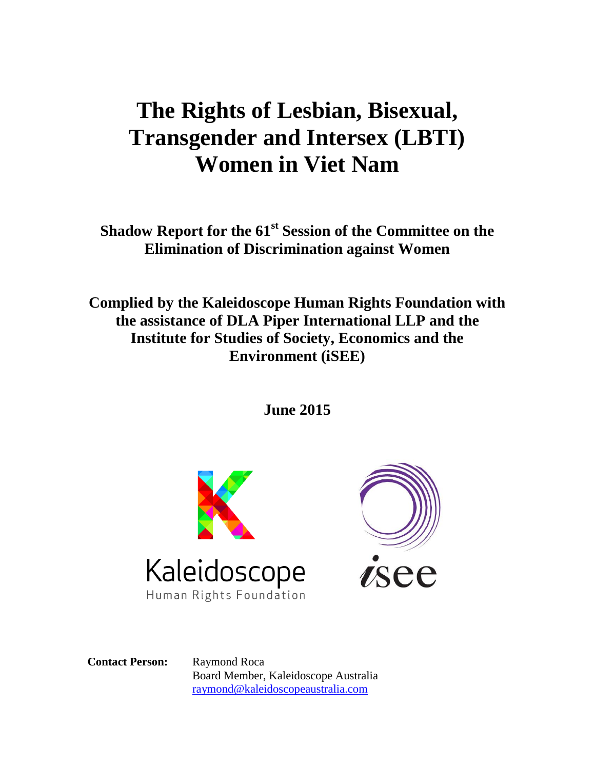# The Rights of Lesbian, Bisexual, Transgender and Intersex (LBTI) Women in Viet Nam

**Shadow Report for the 61[st] Session of the Committee on the Elimination of Discrimination against Women**

**Complied by the Kaleidoscope Human Rights Foundation with the assistance of DLA Piper International LLP and the Institute for Studies of Society, Economics and the Environment (iSEE)**

**June 2015**

Kaleidoscope
Human Rights Foundation

isee

**Contact Person:** Raymond Roca
Board Member, Kaleidoscope Australia
raymond@kaleidoscopeaustralia.com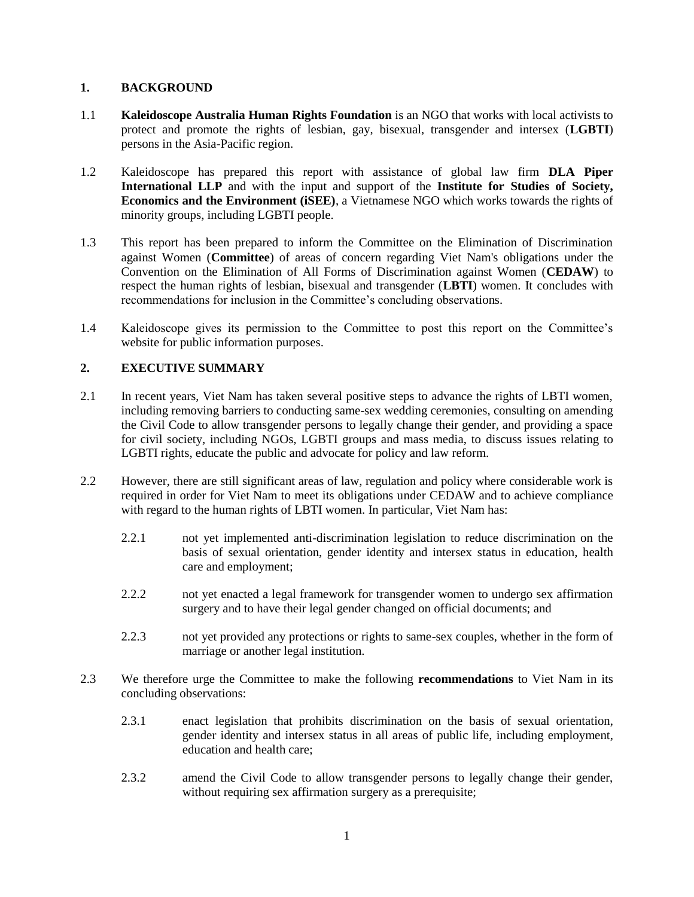## 1. BACKGROUND

1.1 **Kaleidoscope Australia Human Rights Foundation** is an NGO that works with local activists to protect and promote the rights of lesbian, gay, bisexual, transgender and intersex (**LGBTI**) persons in the Asia-Pacific region.

1.2 Kaleidoscope has prepared this report with assistance of global law firm **DLA Piper International LLP** and with the input and support of the **Institute for Studies of Society, Economics and the Environment (iSEE)**, a Vietnamese NGO which works towards the rights of minority groups, including LGBTI people.

1.3 This report has been prepared to inform the Committee on the Elimination of Discrimination against Women (**Committee**) of areas of concern regarding Viet Nam's obligations under the Convention on the Elimination of All Forms of Discrimination against Women (**CEDAW**) to respect the human rights of lesbian, bisexual and transgender (**LBTI**) women. It concludes with recommendations for inclusion in the Committee's concluding observations.

1.4 Kaleidoscope gives its permission to the Committee to post this report on the Committee's website for public information purposes.

## 2. EXECUTIVE SUMMARY

2.1 In recent years, Viet Nam has taken several positive steps to advance the rights of LBTI women, including removing barriers to conducting same-sex wedding ceremonies, consulting on amending the Civil Code to allow transgender persons to legally change their gender, and providing a space for civil society, including NGOs, LGBTI groups and mass media, to discuss issues relating to LGBTI rights, educate the public and advocate for policy and law reform.

2.2 However, there are still significant areas of law, regulation and policy where considerable work is required in order for Viet Nam to meet its obligations under CEDAW and to achieve compliance with regard to the human rights of LBTI women. In particular, Viet Nam has:

2.2.1 not yet implemented anti-discrimination legislation to reduce discrimination on the basis of sexual orientation, gender identity and intersex status in education, health care and employment;

2.2.2 not yet enacted a legal framework for transgender women to undergo sex affirmation surgery and to have their legal gender changed on official documents; and

2.2.3 not yet provided any protections or rights to same-sex couples, whether in the form of marriage or another legal institution.

2.3 We therefore urge the Committee to make the following **recommendations** to Viet Nam in its concluding observations:

2.3.1 enact legislation that prohibits discrimination on the basis of sexual orientation, gender identity and intersex status in all areas of public life, including employment, education and health care;

2.3.2 amend the Civil Code to allow transgender persons to legally change their gender, without requiring sex affirmation surgery as a prerequisite;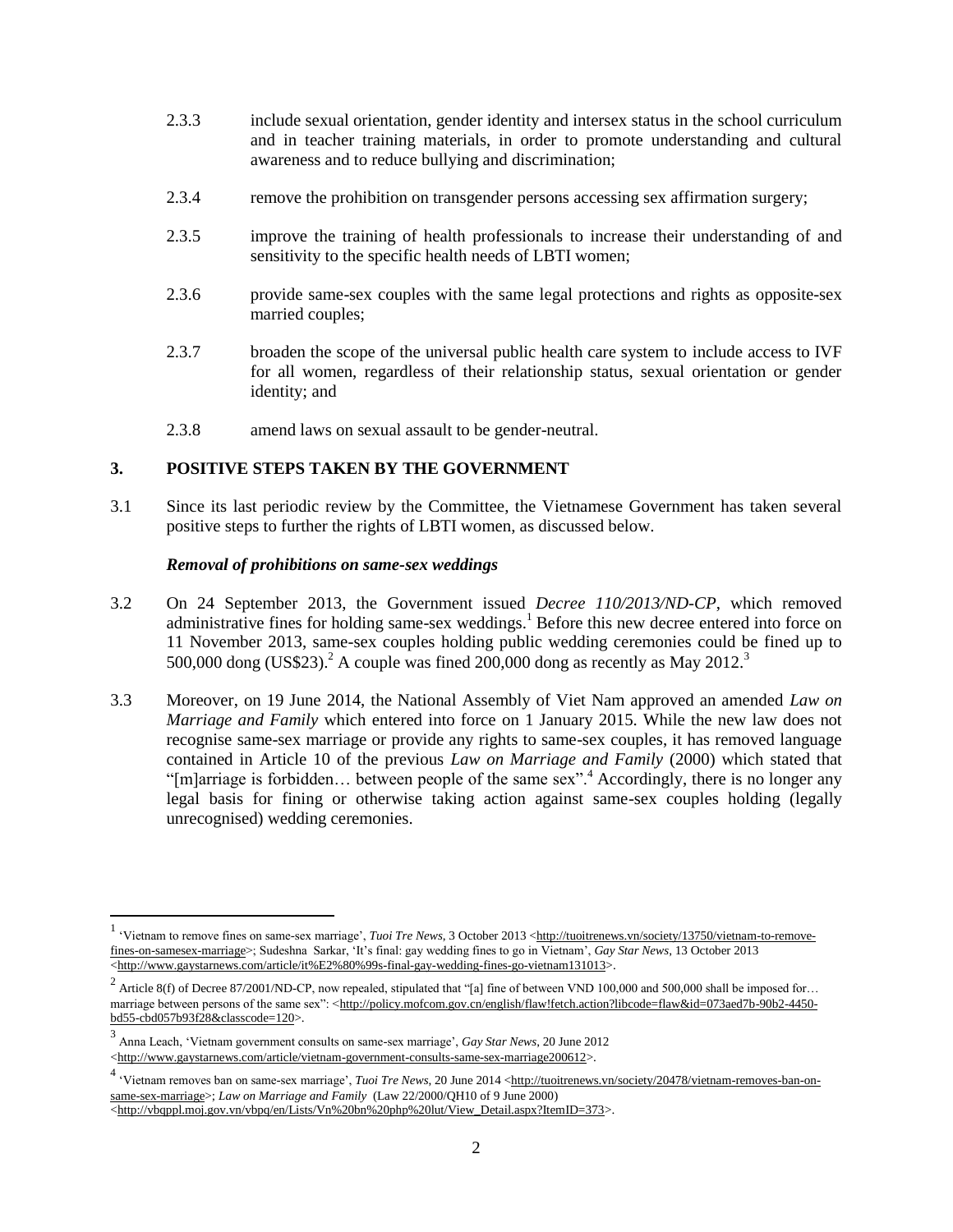2.3.3 include sexual orientation, gender identity and intersex status in the school curriculum and in teacher training materials, in order to promote understanding and cultural awareness and to reduce bullying and discrimination;

2.3.4 remove the prohibition on transgender persons accessing sex affirmation surgery;

2.3.5 improve the training of health professionals to increase their understanding of and sensitivity to the specific health needs of LBTI women;

2.3.6 provide same-sex couples with the same legal protections and rights as opposite-sex married couples;

2.3.7 broaden the scope of the universal public health care system to include access to IVF for all women, regardless of their relationship status, sexual orientation or gender identity; and

2.3.8 amend laws on sexual assault to be gender-neutral.

## 3. POSITIVE STEPS TAKEN BY THE GOVERNMENT

3.1 Since its last periodic review by the Committee, the Vietnamese Government has taken several positive steps to further the rights of LBTI women, as discussed below.

***Removal of prohibitions on same-sex weddings***

3.2 On 24 September 2013, the Government issued *Decree 110/2013/ND-CP*, which removed administrative fines for holding same-sex weddings.[1] Before this new decree entered into force on 11 November 2013, same-sex couples holding public wedding ceremonies could be fined up to 500,000 dong (US$23).[2] A couple was fined 200,000 dong as recently as May 2012.[3]

3.3 Moreover, on 19 June 2014, the National Assembly of Viet Nam approved an amended *Law on Marriage and Family* which entered into force on 1 January 2015. While the new law does not recognise same-sex marriage or provide any rights to same-sex couples, it has removed language contained in Article 10 of the previous *Law on Marriage and Family* (2000) which stated that "[m]arriage is forbidden… between people of the same sex".[4] Accordingly, there is no longer any legal basis for fining or otherwise taking action against same-sex couples holding (legally unrecognised) wedding ceremonies.

---

[1] 'Vietnam to remove fines on same-sex marriage', *Tuoi Tre News*, 3 October 2013 <http://tuoitrenews.vn/society/13750/vietnam-to-remove-fines-on-samesex-marriage>; Sudeshna Sarkar, 'It's final: gay wedding fines to go in Vietnam', *Gay Star News*, 13 October 2013 <http://www.gaystarnews.com/article/it%E2%80%99s-final-gay-wedding-fines-go-vietnam131013>.

[2] Article 8(f) of Decree 87/2001/ND-CP, now repealed, stipulated that "[a] fine of between VND 100,000 and 500,000 shall be imposed for… marriage between persons of the same sex": <http://policy.mofcom.gov.cn/english/flaw!fetch.action?libcode=flaw&id=073aed7b-90b2-4450-bd55-cbd057b93f28&classcode=120>.

[3] Anna Leach, 'Vietnam government consults on same-sex marriage', *Gay Star News*, 20 June 2012 <http://www.gaystarnews.com/article/vietnam-government-consults-same-sex-marriage200612>.

[4] 'Vietnam removes ban on same-sex marriage', *Tuoi Tre News*, 20 June 2014 <http://tuoitrenews.vn/society/20478/vietnam-removes-ban-on-same-sex-marriage>; *Law on Marriage and Family* (Law 22/2000/QH10 of 9 June 2000) <http://vbqppl.moj.gov.vn/vbpq/en/Lists/Vn%20bn%20php%20lut/View_Detail.aspx?ItemID=373>.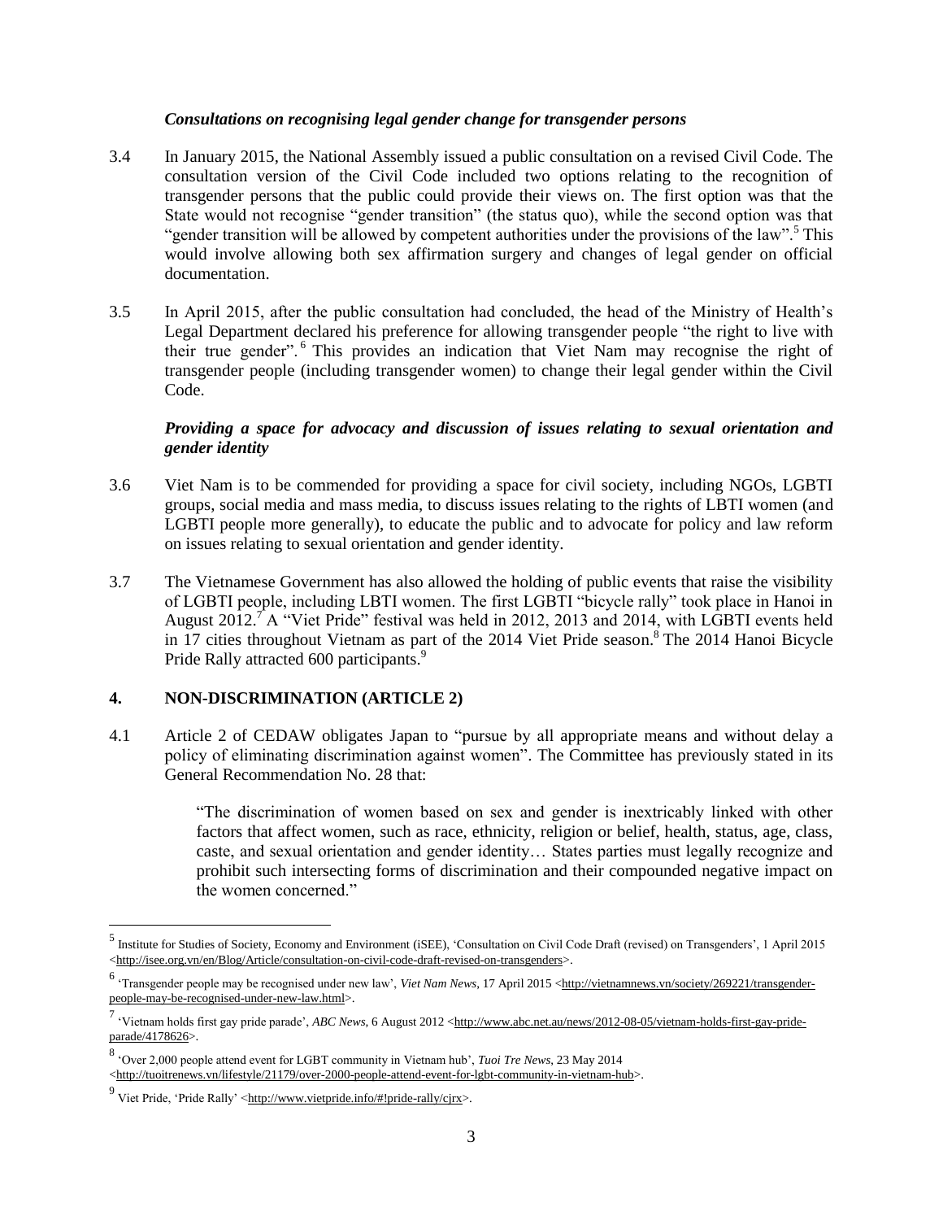*Consultations on recognising legal gender change for transgender persons*

3.4 In January 2015, the National Assembly issued a public consultation on a revised Civil Code. The consultation version of the Civil Code included two options relating to the recognition of transgender persons that the public could provide their views on. The first option was that the State would not recognise "gender transition" (the status quo), while the second option was that "gender transition will be allowed by competent authorities under the provisions of the law".[5] This would involve allowing both sex affirmation surgery and changes of legal gender on official documentation.

3.5 In April 2015, after the public consultation had concluded, the head of the Ministry of Health's Legal Department declared his preference for allowing transgender people "the right to live with their true gender".[6] This provides an indication that Viet Nam may recognise the right of transgender people (including transgender women) to change their legal gender within the Civil Code.

***Providing a space for advocacy and discussion of issues relating to sexual orientation and gender identity***

3.6 Viet Nam is to be commended for providing a space for civil society, including NGOs, LGBTI groups, social media and mass media, to discuss issues relating to the rights of LBTI women (and LGBTI people more generally), to educate the public and to advocate for policy and law reform on issues relating to sexual orientation and gender identity.

3.7 The Vietnamese Government has also allowed the holding of public events that raise the visibility of LGBTI people, including LBTI women. The first LGBTI "bicycle rally" took place in Hanoi in August 2012.[7] A "Viet Pride" festival was held in 2012, 2013 and 2014, with LGBTI events held in 17 cities throughout Vietnam as part of the 2014 Viet Pride season.[8] The 2014 Hanoi Bicycle Pride Rally attracted 600 participants.[9]

## 4. NON-DISCRIMINATION (ARTICLE 2)

4.1 Article 2 of CEDAW obligates Japan to "pursue by all appropriate means and without delay a policy of eliminating discrimination against women". The Committee has previously stated in its General Recommendation No. 28 that:

> "The discrimination of women based on sex and gender is inextricably linked with other factors that affect women, such as race, ethnicity, religion or belief, health, status, age, class, caste, and sexual orientation and gender identity… States parties must legally recognize and prohibit such intersecting forms of discrimination and their compounded negative impact on the women concerned."

---

[5] Institute for Studies of Society, Economy and Environment (iSEE), 'Consultation on Civil Code Draft (revised) on Transgenders', 1 April 2015 <http://isee.org.vn/en/Blog/Article/consultation-on-civil-code-draft-revised-on-transgenders>.

[6] 'Transgender people may be recognised under new law', *Viet Nam News*, 17 April 2015 <http://vietnamnews.vn/society/269221/transgender-people-may-be-recognised-under-new-law.html>.

[7] 'Vietnam holds first gay pride parade', *ABC News*, 6 August 2012 <http://www.abc.net.au/news/2012-08-05/vietnam-holds-first-gay-pride-parade/4178626>.

[8] 'Over 2,000 people attend event for LGBT community in Vietnam hub', *Tuoi Tre News*, 23 May 2014 <http://tuoitrenews.vn/lifestyle/21179/over-2000-people-attend-event-for-lgbt-community-in-vietnam-hub>.

[9] Viet Pride, 'Pride Rally' <http://www.vietpride.info/#!pride-rally/cjrx>.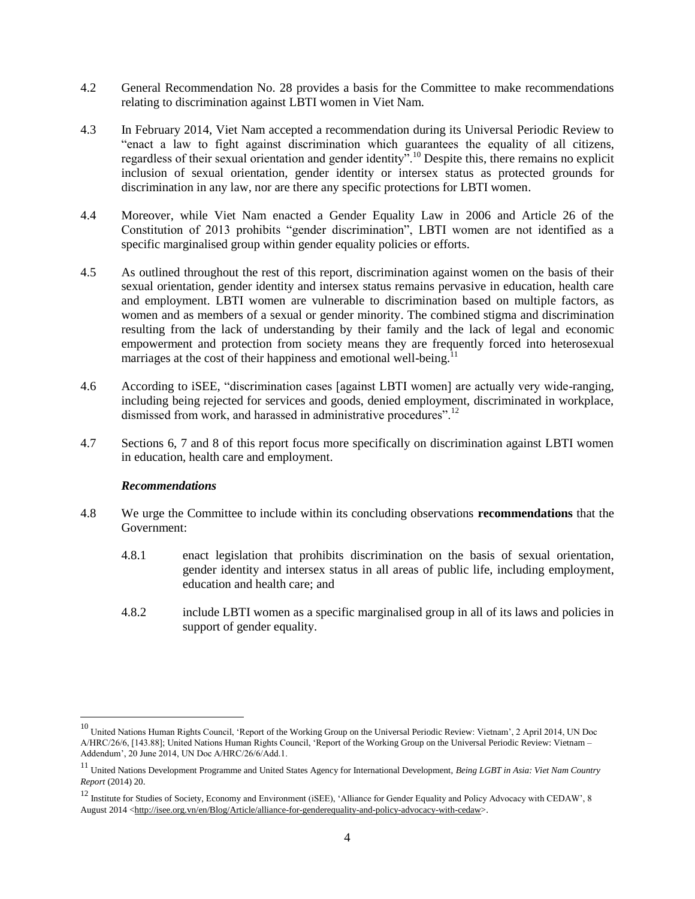4.2 General Recommendation No. 28 provides a basis for the Committee to make recommendations relating to discrimination against LBTI women in Viet Nam.

4.3 In February 2014, Viet Nam accepted a recommendation during its Universal Periodic Review to "enact a law to fight against discrimination which guarantees the equality of all citizens, regardless of their sexual orientation and gender identity".[10] Despite this, there remains no explicit inclusion of sexual orientation, gender identity or intersex status as protected grounds for discrimination in any law, nor are there any specific protections for LBTI women.

4.4 Moreover, while Viet Nam enacted a Gender Equality Law in 2006 and Article 26 of the Constitution of 2013 prohibits "gender discrimination", LBTI women are not identified as a specific marginalised group within gender equality policies or efforts.

4.5 As outlined throughout the rest of this report, discrimination against women on the basis of their sexual orientation, gender identity and intersex status remains pervasive in education, health care and employment. LBTI women are vulnerable to discrimination based on multiple factors, as women and as members of a sexual or gender minority. The combined stigma and discrimination resulting from the lack of understanding by their family and the lack of legal and economic empowerment and protection from society means they are frequently forced into heterosexual marriages at the cost of their happiness and emotional well-being.[11]

4.6 According to iSEE, "discrimination cases [against LBTI women] are actually very wide-ranging, including being rejected for services and goods, denied employment, discriminated in workplace, dismissed from work, and harassed in administrative procedures".[12]

4.7 Sections 6, 7 and 8 of this report focus more specifically on discrimination against LBTI women in education, health care and employment.

### *Recommendations*

4.8 We urge the Committee to include within its concluding observations **recommendations** that the Government:

4.8.1 enact legislation that prohibits discrimination on the basis of sexual orientation, gender identity and intersex status in all areas of public life, including employment, education and health care; and

4.8.2 include LBTI women as a specific marginalised group in all of its laws and policies in support of gender equality.

---

[10] United Nations Human Rights Council, 'Report of the Working Group on the Universal Periodic Review: Vietnam', 2 April 2014, UN Doc A/HRC/26/6, [143.88]; United Nations Human Rights Council, 'Report of the Working Group on the Universal Periodic Review: Vietnam – Addendum', 20 June 2014, UN Doc A/HRC/26/6/Add.1.

[11] United Nations Development Programme and United States Agency for International Development, *Being LGBT in Asia: Viet Nam Country Report* (2014) 20.

[12] Institute for Studies of Society, Economy and Environment (iSEE), 'Alliance for Gender Equality and Policy Advocacy with CEDAW', 8 August 2014 <http://isee.org.vn/en/Blog/Article/alliance-for-genderequality-and-policy-advocacy-with-cedaw>.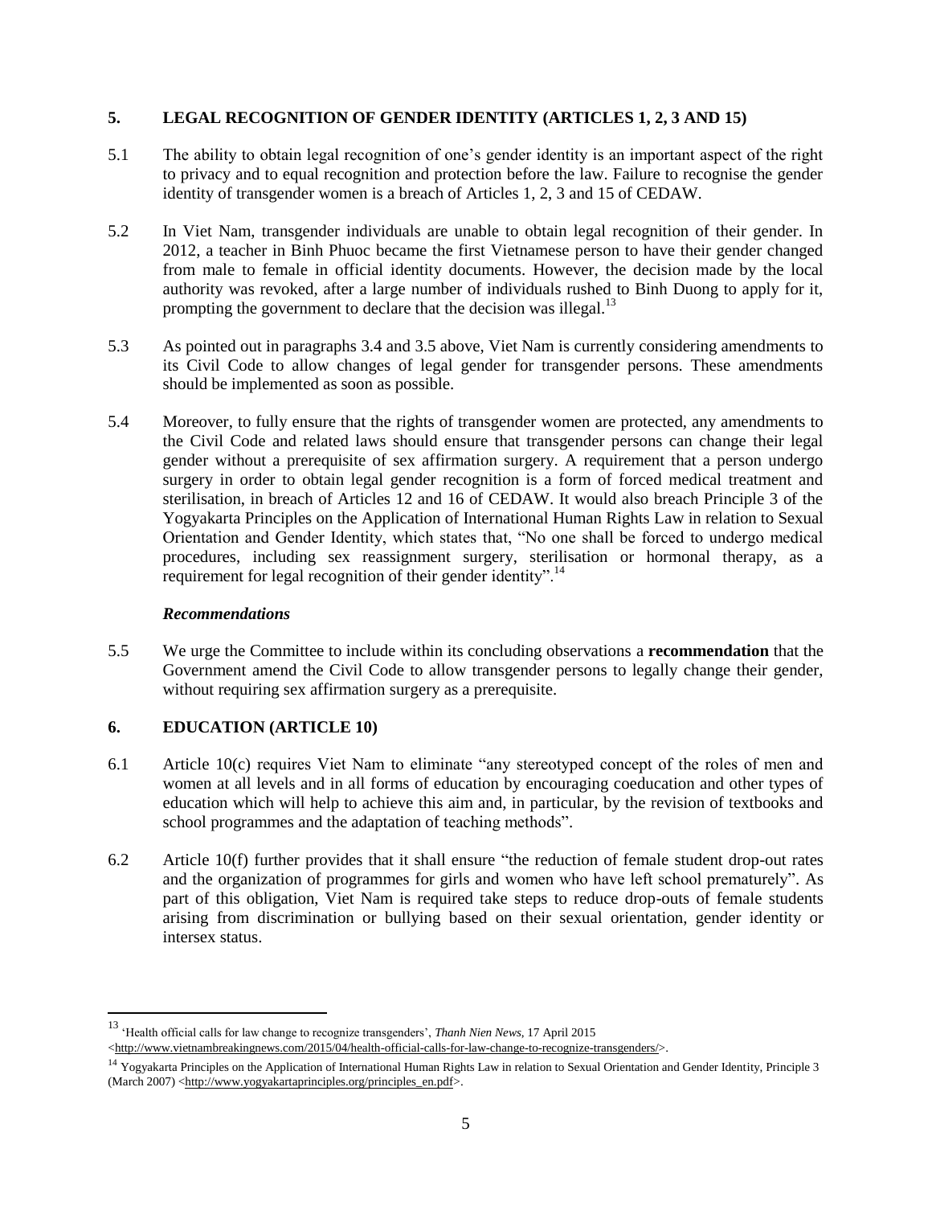## 5. LEGAL RECOGNITION OF GENDER IDENTITY (ARTICLES 1, 2, 3 AND 15)

5.1 The ability to obtain legal recognition of one's gender identity is an important aspect of the right to privacy and to equal recognition and protection before the law. Failure to recognise the gender identity of transgender women is a breach of Articles 1, 2, 3 and 15 of CEDAW.

5.2 In Viet Nam, transgender individuals are unable to obtain legal recognition of their gender. In 2012, a teacher in Binh Phuoc became the first Vietnamese person to have their gender changed from male to female in official identity documents. However, the decision made by the local authority was revoked, after a large number of individuals rushed to Binh Duong to apply for it, prompting the government to declare that the decision was illegal.[13]

5.3 As pointed out in paragraphs 3.4 and 3.5 above, Viet Nam is currently considering amendments to its Civil Code to allow changes of legal gender for transgender persons. These amendments should be implemented as soon as possible.

5.4 Moreover, to fully ensure that the rights of transgender women are protected, any amendments to the Civil Code and related laws should ensure that transgender persons can change their legal gender without a prerequisite of sex affirmation surgery. A requirement that a person undergo surgery in order to obtain legal gender recognition is a form of forced medical treatment and sterilisation, in breach of Articles 12 and 16 of CEDAW. It would also breach Principle 3 of the Yogyakarta Principles on the Application of International Human Rights Law in relation to Sexual Orientation and Gender Identity, which states that, "No one shall be forced to undergo medical procedures, including sex reassignment surgery, sterilisation or hormonal therapy, as a requirement for legal recognition of their gender identity".[14]

### *Recommendations*

5.5 We urge the Committee to include within its concluding observations a **recommendation** that the Government amend the Civil Code to allow transgender persons to legally change their gender, without requiring sex affirmation surgery as a prerequisite.

## 6. EDUCATION (ARTICLE 10)

6.1 Article 10(c) requires Viet Nam to eliminate "any stereotyped concept of the roles of men and women at all levels and in all forms of education by encouraging coeducation and other types of education which will help to achieve this aim and, in particular, by the revision of textbooks and school programmes and the adaptation of teaching methods".

6.2 Article 10(f) further provides that it shall ensure "the reduction of female student drop-out rates and the organization of programmes for girls and women who have left school prematurely". As part of this obligation, Viet Nam is required take steps to reduce drop-outs of female students arising from discrimination or bullying based on their sexual orientation, gender identity or intersex status.

---

[13] 'Health official calls for law change to recognize transgenders', *Thanh Nien News*, 17 April 2015 <http://www.vietnambreakingnews.com/2015/04/health-official-calls-for-law-change-to-recognize-transgenders/>.

[14] Yogyakarta Principles on the Application of International Human Rights Law in relation to Sexual Orientation and Gender Identity, Principle 3 (March 2007) <http://www.yogyakartaprinciples.org/principles_en.pdf>.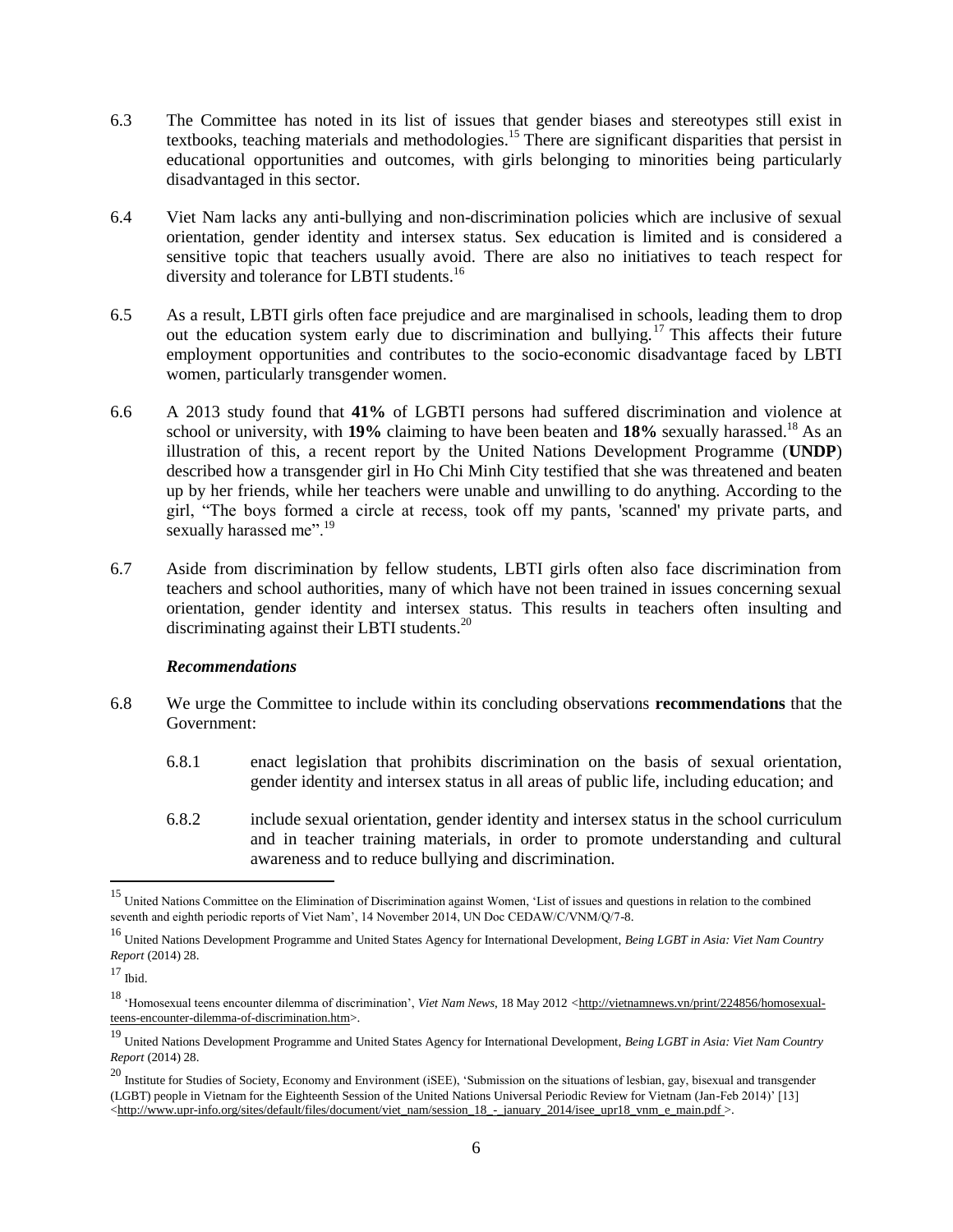6.3 The Committee has noted in its list of issues that gender biases and stereotypes still exist in textbooks, teaching materials and methodologies.[15] There are significant disparities that persist in educational opportunities and outcomes, with girls belonging to minorities being particularly disadvantaged in this sector.

6.4 Viet Nam lacks any anti-bullying and non-discrimination policies which are inclusive of sexual orientation, gender identity and intersex status. Sex education is limited and is considered a sensitive topic that teachers usually avoid. There are also no initiatives to teach respect for diversity and tolerance for LBTI students.[16]

6.5 As a result, LBTI girls often face prejudice and are marginalised in schools, leading them to drop out the education system early due to discrimination and bullying.[17] This affects their future employment opportunities and contributes to the socio-economic disadvantage faced by LBTI women, particularly transgender women.

6.6 A 2013 study found that **41%** of LGBTI persons had suffered discrimination and violence at school or university, with **19%** claiming to have been beaten and **18%** sexually harassed.[18] As an illustration of this, a recent report by the United Nations Development Programme (**UNDP**) described how a transgender girl in Ho Chi Minh City testified that she was threatened and beaten up by her friends, while her teachers were unable and unwilling to do anything. According to the girl, "The boys formed a circle at recess, took off my pants, 'scanned' my private parts, and sexually harassed me".[19]

6.7 Aside from discrimination by fellow students, LBTI girls often also face discrimination from teachers and school authorities, many of which have not been trained in issues concerning sexual orientation, gender identity and intersex status. This results in teachers often insulting and discriminating against their LBTI students.[20]

***Recommendations***

6.8 We urge the Committee to include within its concluding observations **recommendations** that the Government:

6.8.1 enact legislation that prohibits discrimination on the basis of sexual orientation, gender identity and intersex status in all areas of public life, including education; and

6.8.2 include sexual orientation, gender identity and intersex status in the school curriculum and in teacher training materials, in order to promote understanding and cultural awareness and to reduce bullying and discrimination.

---

[15] United Nations Committee on the Elimination of Discrimination against Women, 'List of issues and questions in relation to the combined seventh and eighth periodic reports of Viet Nam', 14 November 2014, UN Doc CEDAW/C/VNM/Q/7-8.

[16] United Nations Development Programme and United States Agency for International Development, *Being LGBT in Asia: Viet Nam Country Report* (2014) 28.

[17] Ibid.

[18] 'Homosexual teens encounter dilemma of discrimination', *Viet Nam News*, 18 May 2012 <http://vietnamnews.vn/print/224856/homosexual-teens-encounter-dilemma-of-discrimination.htm>.

[19] United Nations Development Programme and United States Agency for International Development, *Being LGBT in Asia: Viet Nam Country Report* (2014) 28.

[20] Institute for Studies of Society, Economy and Environment (iSEE), 'Submission on the situations of lesbian, gay, bisexual and transgender (LGBT) people in Vietnam for the Eighteenth Session of the United Nations Universal Periodic Review for Vietnam (Jan-Feb 2014)' [13] <http://www.upr-info.org/sites/default/files/document/viet_nam/session_18_-_january_2014/isee_upr18_vnm_e_main.pdf >.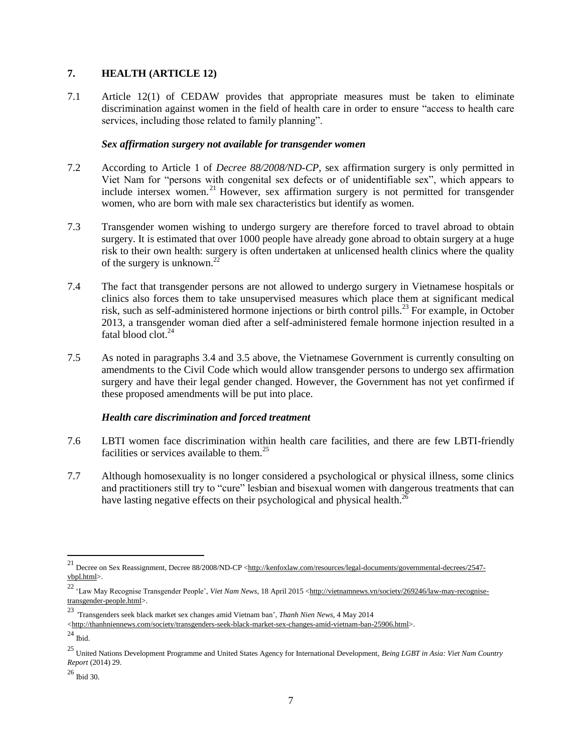## 7. HEALTH (ARTICLE 12)

7.1 Article 12(1) of CEDAW provides that appropriate measures must be taken to eliminate discrimination against women in the field of health care in order to ensure "access to health care services, including those related to family planning".

### *Sex affirmation surgery not available for transgender women*

7.2 According to Article 1 of *Decree 88/2008/ND-CP*, sex affirmation surgery is only permitted in Viet Nam for "persons with congenital sex defects or of unidentifiable sex", which appears to include intersex women.[21] However, sex affirmation surgery is not permitted for transgender women, who are born with male sex characteristics but identify as women.

7.3 Transgender women wishing to undergo surgery are therefore forced to travel abroad to obtain surgery. It is estimated that over 1000 people have already gone abroad to obtain surgery at a huge risk to their own health: surgery is often undertaken at unlicensed health clinics where the quality of the surgery is unknown.[22]

7.4 The fact that transgender persons are not allowed to undergo surgery in Vietnamese hospitals or clinics also forces them to take unsupervised measures which place them at significant medical risk, such as self-administered hormone injections or birth control pills.[23] For example, in October 2013, a transgender woman died after a self-administered female hormone injection resulted in a fatal blood clot.[24]

7.5 As noted in paragraphs 3.4 and 3.5 above, the Vietnamese Government is currently consulting on amendments to the Civil Code which would allow transgender persons to undergo sex affirmation surgery and have their legal gender changed. However, the Government has not yet confirmed if these proposed amendments will be put into place.

### *Health care discrimination and forced treatment*

7.6 LBTI women face discrimination within health care facilities, and there are few LBTI-friendly facilities or services available to them.[25]

7.7 Although homosexuality is no longer considered a psychological or physical illness, some clinics and practitioners still try to "cure" lesbian and bisexual women with dangerous treatments that can have lasting negative effects on their psychological and physical health.[26]

---

[21] Decree on Sex Reassignment, Decree 88/2008/ND-CP <http://kenfoxlaw.com/resources/legal-documents/governmental-decrees/2547-vbpl.html>.

[22] 'Law May Recognise Transgender People', *Viet Nam News*, 18 April 2015 <http://vietnamnews.vn/society/269246/law-may-recognise-transgender-people.html>.

[23] 'Transgenders seek black market sex changes amid Vietnam ban', *Thanh Nien News*, 4 May 2014 <http://thanhniennews.com/society/transgenders-seek-black-market-sex-changes-amid-vietnam-ban-25906.html>.

[24] Ibid.

[25] United Nations Development Programme and United States Agency for International Development, *Being LGBT in Asia: Viet Nam Country Report* (2014) 29.

[26] Ibid 30.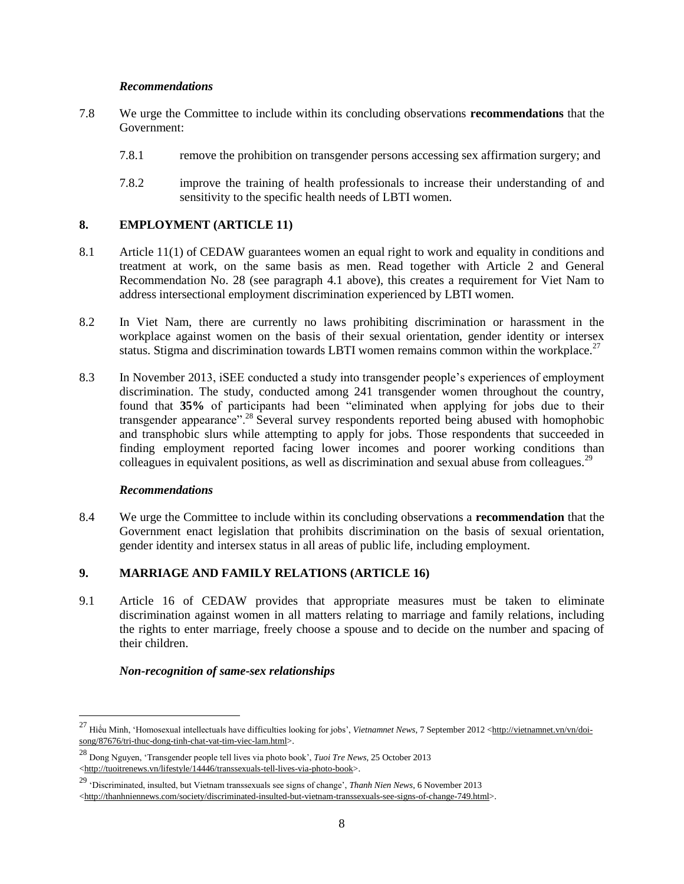*Recommendations*

7.8 We urge the Committee to include within its concluding observations **recommendations** that the Government:

7.8.1 remove the prohibition on transgender persons accessing sex affirmation surgery; and

7.8.2 improve the training of health professionals to increase their understanding of and sensitivity to the specific health needs of LBTI women.

## 8. EMPLOYMENT (ARTICLE 11)

8.1 Article 11(1) of CEDAW guarantees women an equal right to work and equality in conditions and treatment at work, on the same basis as men. Read together with Article 2 and General Recommendation No. 28 (see paragraph 4.1 above), this creates a requirement for Viet Nam to address intersectional employment discrimination experienced by LBTI women.

8.2 In Viet Nam, there are currently no laws prohibiting discrimination or harassment in the workplace against women on the basis of their sexual orientation, gender identity or intersex status. Stigma and discrimination towards LBTI women remains common within the workplace.[27]

8.3 In November 2013, iSEE conducted a study into transgender people's experiences of employment discrimination. The study, conducted among 241 transgender women throughout the country, found that **35%** of participants had been "eliminated when applying for jobs due to their transgender appearance".[28] Several survey respondents reported being abused with homophobic and transphobic slurs while attempting to apply for jobs. Those respondents that succeeded in finding employment reported facing lower incomes and poorer working conditions than colleagues in equivalent positions, as well as discrimination and sexual abuse from colleagues.[29]

*Recommendations*

8.4 We urge the Committee to include within its concluding observations a **recommendation** that the Government enact legislation that prohibits discrimination on the basis of sexual orientation, gender identity and intersex status in all areas of public life, including employment.

## 9. MARRIAGE AND FAMILY RELATIONS (ARTICLE 16)

9.1 Article 16 of CEDAW provides that appropriate measures must be taken to eliminate discrimination against women in all matters relating to marriage and family relations, including the rights to enter marriage, freely choose a spouse and to decide on the number and spacing of their children.

***Non-recognition of same-sex relationships***

---

[27] Hiếu Minh, 'Homosexual intellectuals have difficulties looking for jobs', *Vietnamnet News*, 7 September 2012 <http://vietnamnet.vn/vn/doi-song/87676/tri-thuc-dong-tinh-chat-vat-tim-viec-lam.html>.

[28] Dong Nguyen, 'Transgender people tell lives via photo book', *Tuoi Tre News*, 25 October 2013 <http://tuoitrenews.vn/lifestyle/14446/transsexuals-tell-lives-via-photo-book>.

[29] 'Discriminated, insulted, but Vietnam transsexuals see signs of change', *Thanh Nien News*, 6 November 2013 <http://thanhniennews.com/society/discriminated-insulted-but-vietnam-transsexuals-see-signs-of-change-749.html>.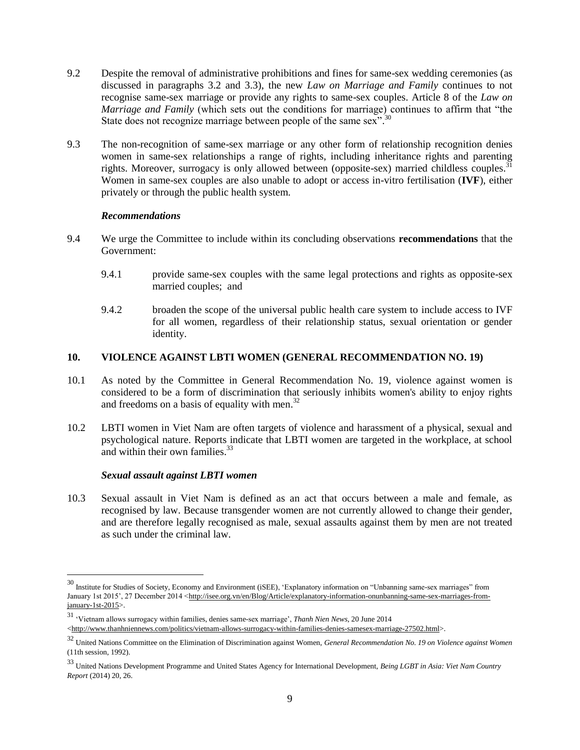9.2 Despite the removal of administrative prohibitions and fines for same-sex wedding ceremonies (as discussed in paragraphs 3.2 and 3.3), the new *Law on Marriage and Family* continues to not recognise same-sex marriage or provide any rights to same-sex couples. Article 8 of the *Law on Marriage and Family* (which sets out the conditions for marriage) continues to affirm that "the State does not recognize marriage between people of the same sex".[30]

9.3 The non-recognition of same-sex marriage or any other form of relationship recognition denies women in same-sex relationships a range of rights, including inheritance rights and parenting rights. Moreover, surrogacy is only allowed between (opposite-sex) married childless couples.[31] Women in same-sex couples are also unable to adopt or access in-vitro fertilisation (**IVF**), either privately or through the public health system.

***Recommendations***

9.4 We urge the Committee to include within its concluding observations **recommendations** that the Government:

- 9.4.1 provide same-sex couples with the same legal protections and rights as opposite-sex married couples; and
- 9.4.2 broaden the scope of the universal public health care system to include access to IVF for all women, regardless of their relationship status, sexual orientation or gender identity.

## 10. VIOLENCE AGAINST LBTI WOMEN (GENERAL RECOMMENDATION NO. 19)

10.1 As noted by the Committee in General Recommendation No. 19, violence against women is considered to be a form of discrimination that seriously inhibits women's ability to enjoy rights and freedoms on a basis of equality with men.[32]

10.2 LBTI women in Viet Nam are often targets of violence and harassment of a physical, sexual and psychological nature. Reports indicate that LBTI women are targeted in the workplace, at school and within their own families.[33]

***Sexual assault against LBTI women***

10.3 Sexual assault in Viet Nam is defined as an act that occurs between a male and female, as recognised by law. Because transgender women are not currently allowed to change their gender, and are therefore legally recognised as male, sexual assaults against them by men are not treated as such under the criminal law.

---

[30] Institute for Studies of Society, Economy and Environment (iSEE), 'Explanatory information on "Unbanning same-sex marriages" from January 1st 2015', 27 December 2014 <http://isee.org.vn/en/Blog/Article/explanatory-information-onunbanning-same-sex-marriages-from-january-1st-2015>.

[31] 'Vietnam allows surrogacy within families, denies same-sex marriage', *Thanh Nien News*, 20 June 2014 <http://www.thanhniennews.com/politics/vietnam-allows-surrogacy-within-families-denies-samesex-marriage-27502.html>.

[32] United Nations Committee on the Elimination of Discrimination against Women, *General Recommendation No. 19 on Violence against Women* (11th session, 1992).

[33] United Nations Development Programme and United States Agency for International Development, *Being LGBT in Asia: Viet Nam Country Report* (2014) 20, 26.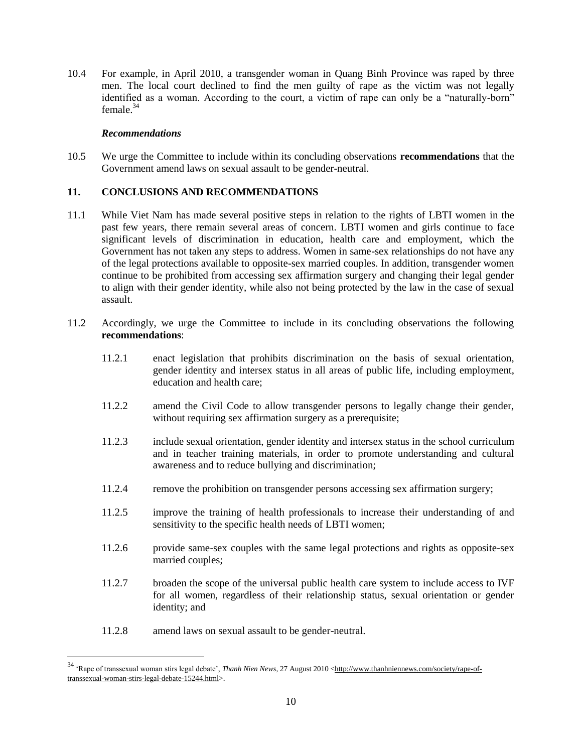10.4 For example, in April 2010, a transgender woman in Quang Binh Province was raped by three men. The local court declined to find the men guilty of rape as the victim was not legally identified as a woman. According to the court, a victim of rape can only be a "naturally-born" female.[34]

***Recommendations***

10.5 We urge the Committee to include within its concluding observations **recommendations** that the Government amend laws on sexual assault to be gender-neutral.

## 11. CONCLUSIONS AND RECOMMENDATIONS

11.1 While Viet Nam has made several positive steps in relation to the rights of LBTI women in the past few years, there remain several areas of concern. LBTI women and girls continue to face significant levels of discrimination in education, health care and employment, which the Government has not taken any steps to address. Women in same-sex relationships do not have any of the legal protections available to opposite-sex married couples. In addition, transgender women continue to be prohibited from accessing sex affirmation surgery and changing their legal gender to align with their gender identity, while also not being protected by the law in the case of sexual assault.

11.2 Accordingly, we urge the Committee to include in its concluding observations the following **recommendations**:

11.2.1 enact legislation that prohibits discrimination on the basis of sexual orientation, gender identity and intersex status in all areas of public life, including employment, education and health care;

11.2.2 amend the Civil Code to allow transgender persons to legally change their gender, without requiring sex affirmation surgery as a prerequisite;

11.2.3 include sexual orientation, gender identity and intersex status in the school curriculum and in teacher training materials, in order to promote understanding and cultural awareness and to reduce bullying and discrimination;

11.2.4 remove the prohibition on transgender persons accessing sex affirmation surgery;

11.2.5 improve the training of health professionals to increase their understanding of and sensitivity to the specific health needs of LBTI women;

11.2.6 provide same-sex couples with the same legal protections and rights as opposite-sex married couples;

11.2.7 broaden the scope of the universal public health care system to include access to IVF for all women, regardless of their relationship status, sexual orientation or gender identity; and

11.2.8 amend laws on sexual assault to be gender-neutral.

---

[34] 'Rape of transsexual woman stirs legal debate', *Thanh Nien News*, 27 August 2010 <http://www.thanhniennews.com/society/rape-of-transsexual-woman-stirs-legal-debate-15244.html>.